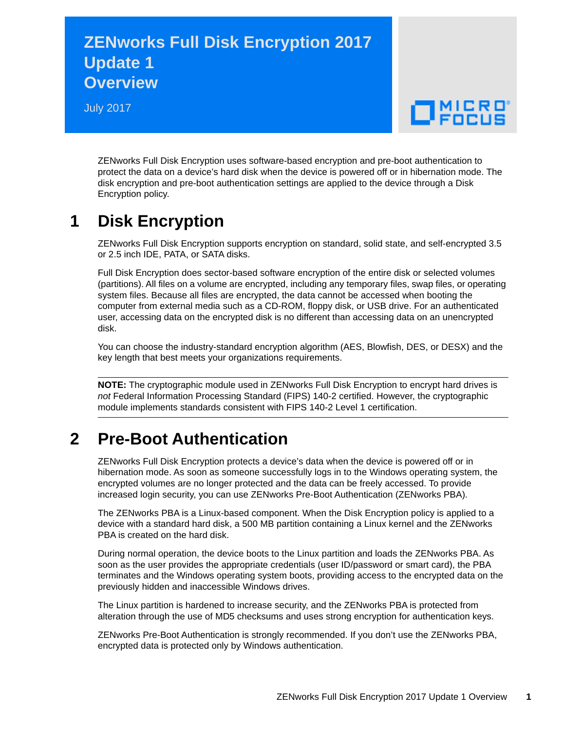# ZENworks Full Disk Encryption 2017 Update 1 Overview

July 2017

ZENworks Full Disk Encryption uses software-based encryption and pre-boot authentication to protect the data on a device's hard disk when the device is powered off or in hibernation mode. The disk encryption and pre-boot authentication settings are applied to the device through a Disk Encryption policy.

## 1 Disk Encryption

ZENworks Full Disk Encryption supports encryption on standard, solid state, and self-encrypted 3.5 or 2.5 inch IDE, PATA, or SATA disks.

Full Disk Encryption does sector-based software encryption of the entire disk or selected volumes (partitions). All files on a volume are encrypted, including any temporary files, swap files, or operating system files. Because all files are encrypted, the data cannot be accessed when booting the computer from external media such as a CD-ROM, floppy disk, or USB drive. For an authenticated user, accessing data on the encrypted disk is no different than accessing data on an unencrypted disk.

You can choose the industry-standard encryption algorithm (AES, Blowfish, DES, or DESX) and the key length that best meets your organizations requirements.

---

**NOTE:** The cryptographic module used in ZENworks Full Disk Encryption to encrypt hard drives is *not* Federal Information Processing Standard (FIPS) 140-2 certified. However, the cryptographic module implements standards consistent with FIPS 140-2 Level 1 certification.

---

## 2 Pre-Boot Authentication

ZENworks Full Disk Encryption protects a device's data when the device is powered off or in hibernation mode. As soon as someone successfully logs in to the Windows operating system, the encrypted volumes are no longer protected and the data can be freely accessed. To provide increased login security, you can use ZENworks Pre-Boot Authentication (ZENworks PBA).

The ZENworks PBA is a Linux-based component. When the Disk Encryption policy is applied to a device with a standard hard disk, a 500 MB partition containing a Linux kernel and the ZENworks PBA is created on the hard disk.

During normal operation, the device boots to the Linux partition and loads the ZENworks PBA. As soon as the user provides the appropriate credentials (user ID/password or smart card), the PBA terminates and the Windows operating system boots, providing access to the encrypted data on the previously hidden and inaccessible Windows drives.

The Linux partition is hardened to increase security, and the ZENworks PBA is protected from alteration through the use of MD5 checksums and uses strong encryption for authentication keys.

ZENworks Pre-Boot Authentication is strongly recommended. If you don't use the ZENworks PBA, encrypted data is protected only by Windows authentication.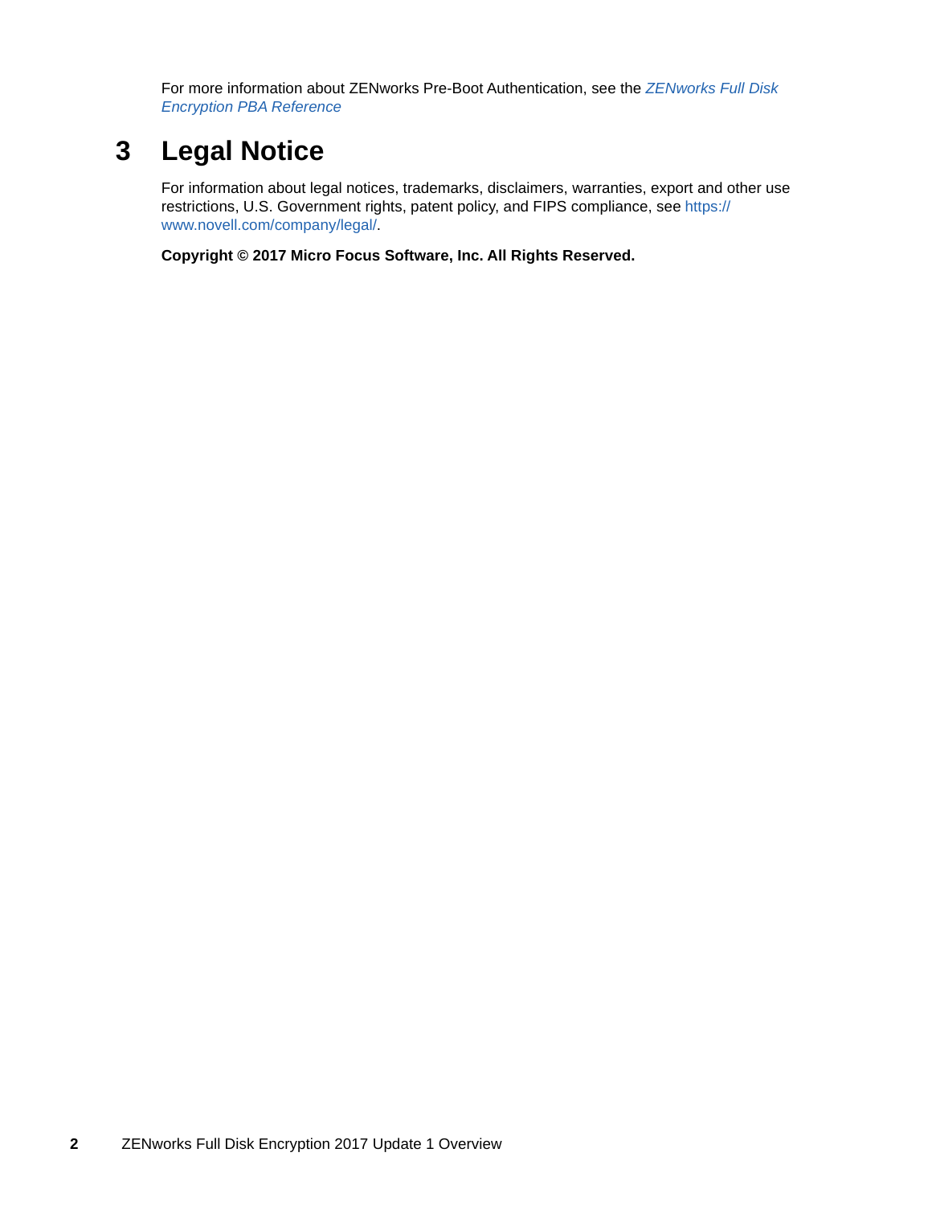For more information about ZENworks Pre-Boot Authentication, see the *ZENworks Full Disk Encryption PBA Reference*

# 3 Legal Notice

For information about legal notices, trademarks, disclaimers, warranties, export and other use restrictions, U.S. Government rights, patent policy, and FIPS compliance, see https://www.novell.com/company/legal/.

**Copyright © 2017 Micro Focus Software, Inc. All Rights Reserved.**